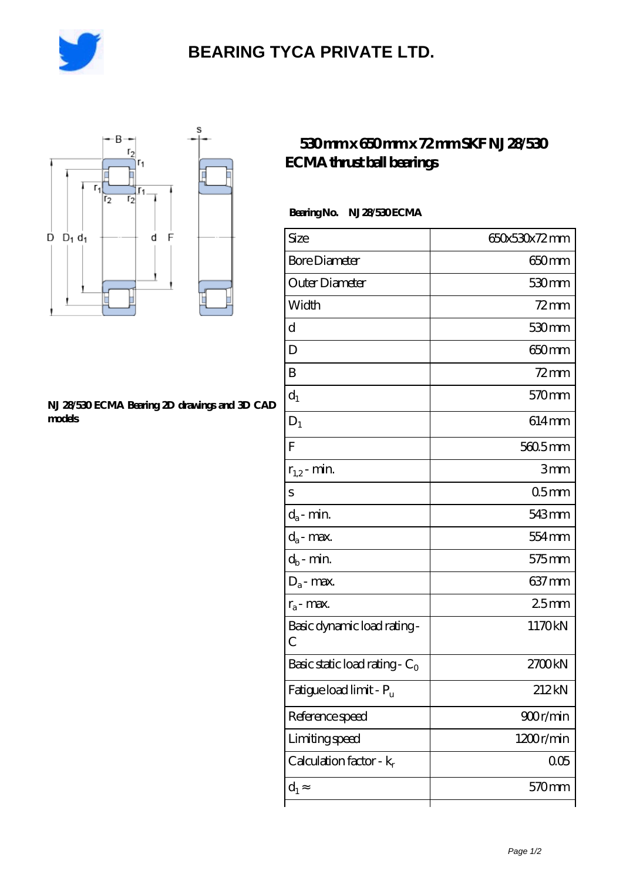# BEARING TYCA PRIVATE LTD.

## 530 mm x 650 mm x 72 mm SKF NJ 28/530 ECMA thrust ball bearings

**Bearing No. NJ 28/530 ECMA**

NJ 28/530 ECMA Bearing 2D drawings and 3D CAD models

| Size | 650x530x72 mm |
|---|---|
| Bore Diameter | 650 mm |
| Outer Diameter | 530 mm |
| Width | 72 mm |
| d | 530 mm |
| D | 650 mm |
| B | 72 mm |
| $d_1$ | 570 mm |
| $D_1$ | 614 mm |
| F | 560.5 mm |
| $r_{1,2}$ - min. | 3 mm |
| s | 0.5 mm |
| $d_a$ - min. | 543 mm |
| $d_a$ - max. | 554 mm |
| $d_b$ - min. | 575 mm |
| $D_a$ - max. | 637 mm |
| $r_a$ - max. | 2.5 mm |
| Basic dynamic load rating - C | 1170 kN |
| Basic static load rating - $C_0$ | 2700 kN |
| Fatigue load limit - $P_u$ | 212 kN |
| Reference speed | 900 r/min |
| Limiting speed | 1200 r/min |
| Calculation factor - $k_r$ | 0.05 |
| $d_1 \approx$ | 570 mm |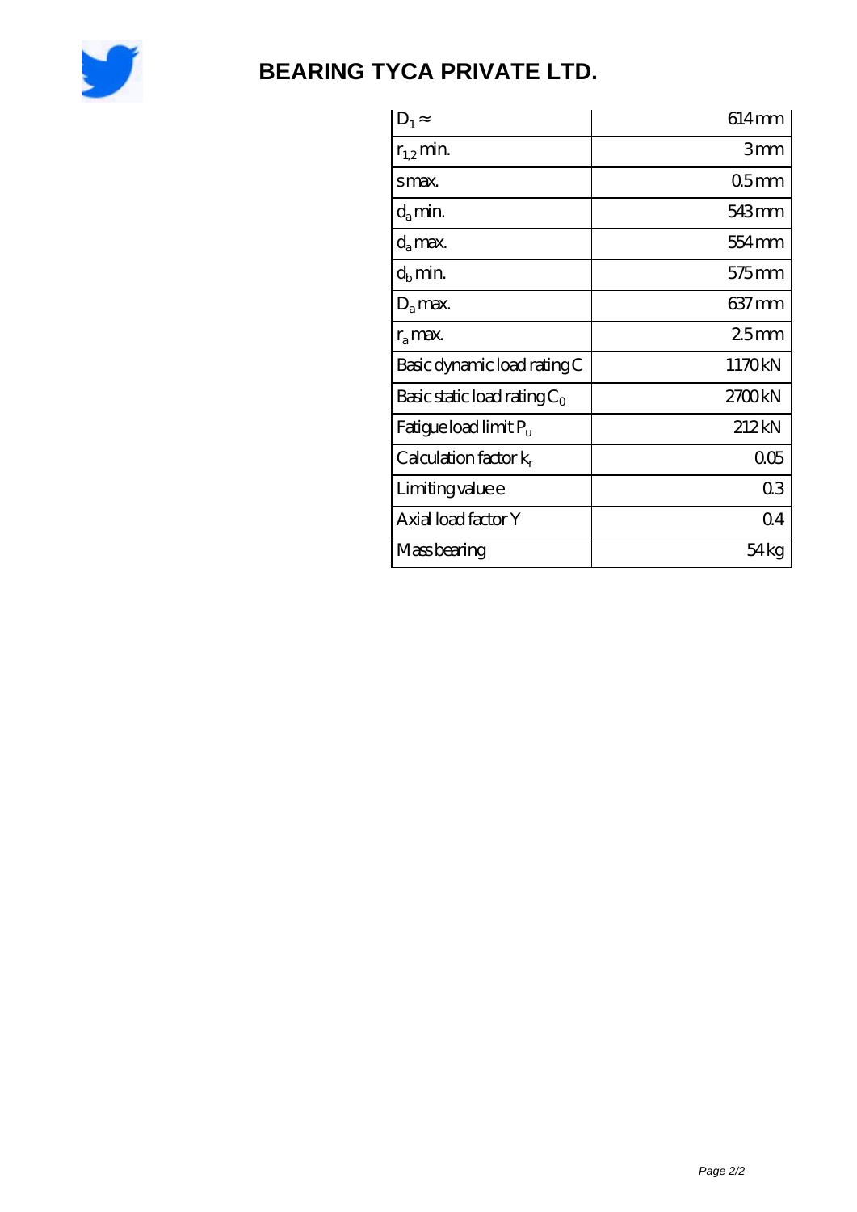# BEARING TYCA PRIVATE LTD.

| | |
|---|---|
| $D_1 \approx$ | 614 mm |
| $r_{1,2}$ min. | 3 mm |
| s max. | 0.5 mm |
| $d_a$ min. | 543 mm |
| $d_a$ max. | 554 mm |
| $d_b$ min. | 575 mm |
| $D_a$ max. | 637 mm |
| $r_a$ max. | 2.5 mm |
| Basic dynamic load rating C | 1170 kN |
| Basic static load rating $C_0$ | 2700 kN |
| Fatigue load limit $P_u$ | 212 kN |
| Calculation factor $k_r$ | 0.05 |
| Limiting value e | 0.3 |
| Axial load factor Y | 0.4 |
| Mass bearing | 54 kg |